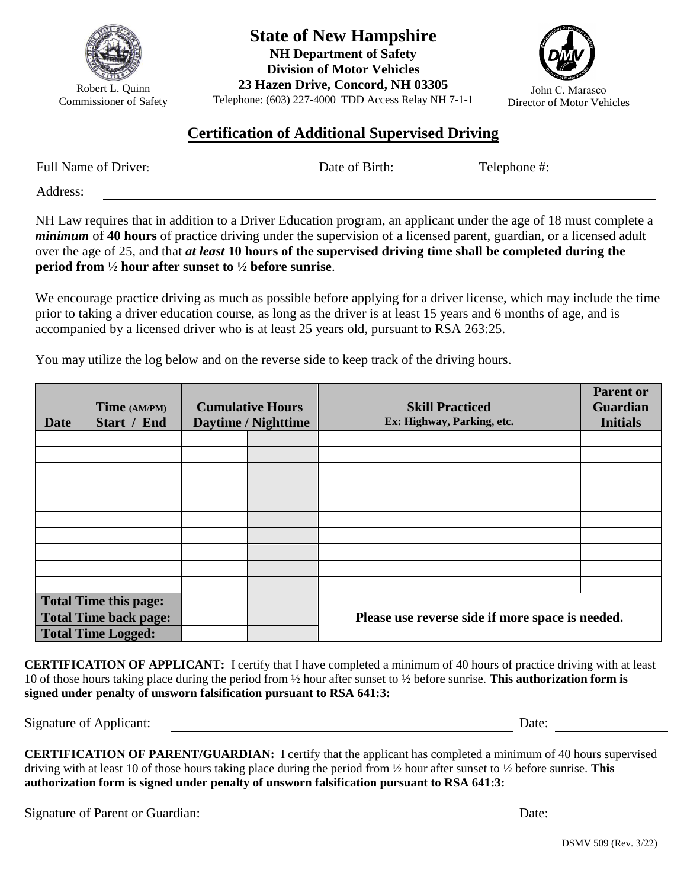Robert L. Quinn
Commissioner of Safety

# State of New Hampshire

**NH Department of Safety**
**Division of Motor Vehicles**
**23 Hazen Drive, Concord, NH 03305**
Telephone: (603) 227-4000 TDD Access Relay NH 7-1-1

John C. Marasco
Director of Motor Vehicles

## Certification of Additional Supervised Driving

Full Name of Driver: ______________________ Date of Birth: ___________ Telephone #: ________________

Address: ____________________________________________________________________________

NH Law requires that in addition to a Driver Education program, an applicant under the age of 18 must complete a ***minimum*** of **40 hours** of practice driving under the supervision of a licensed parent, guardian, or a licensed adult over the age of 25, and that ***at least*** **10 hours of the supervised driving time shall be completed during the period from ½ hour after sunset to ½ before sunrise**.

We encourage practice driving as much as possible before applying for a driver license, which may include the time prior to taking a driver education course, as long as the driver is at least 15 years and 6 months of age, and is accompanied by a licensed driver who is at least 25 years old, pursuant to RSA 263:25.

You may utilize the log below and on the reverse side to keep track of the driving hours.

| Date | Time (AM/PM) Start | End | Cumulative Hours Daytime | Nighttime | Skill Practiced Ex: Highway, Parking, etc. | Parent or Guardian Initials |
|---|---|---|---|---|---|---|
| | | | | | | |
| | | | | | | |
| | | | | | | |
| | | | | | | |
| | | | | | | |
| | | | | | | |
| | | | | | | |
| | | | | | | |
| | | | | | | |
| | | | | | | |
| **Total Time this page:** | | | | | **Please use reverse side if more space is needed.** | |
| **Total Time back page:** | | | | | | |
| **Total Time Logged:** | | | | | | |

**CERTIFICATION OF APPLICANT:** I certify that I have completed a minimum of 40 hours of practice driving with at least 10 of those hours taking place during the period from ½ hour after sunset to ½ before sunrise. **This authorization form is signed under penalty of unsworn falsification pursuant to RSA 641:3:**

Signature of Applicant: ____________________________________________ Date: ______________

**CERTIFICATION OF PARENT/GUARDIAN:** I certify that the applicant has completed a minimum of 40 hours supervised driving with at least 10 of those hours taking place during the period from ½ hour after sunset to ½ before sunrise. **This authorization form is signed under penalty of unsworn falsification pursuant to RSA 641:3:**

Signature of Parent or Guardian: ____________________________________________ Date: ______________

DSMV 509 (Rev. 3/22)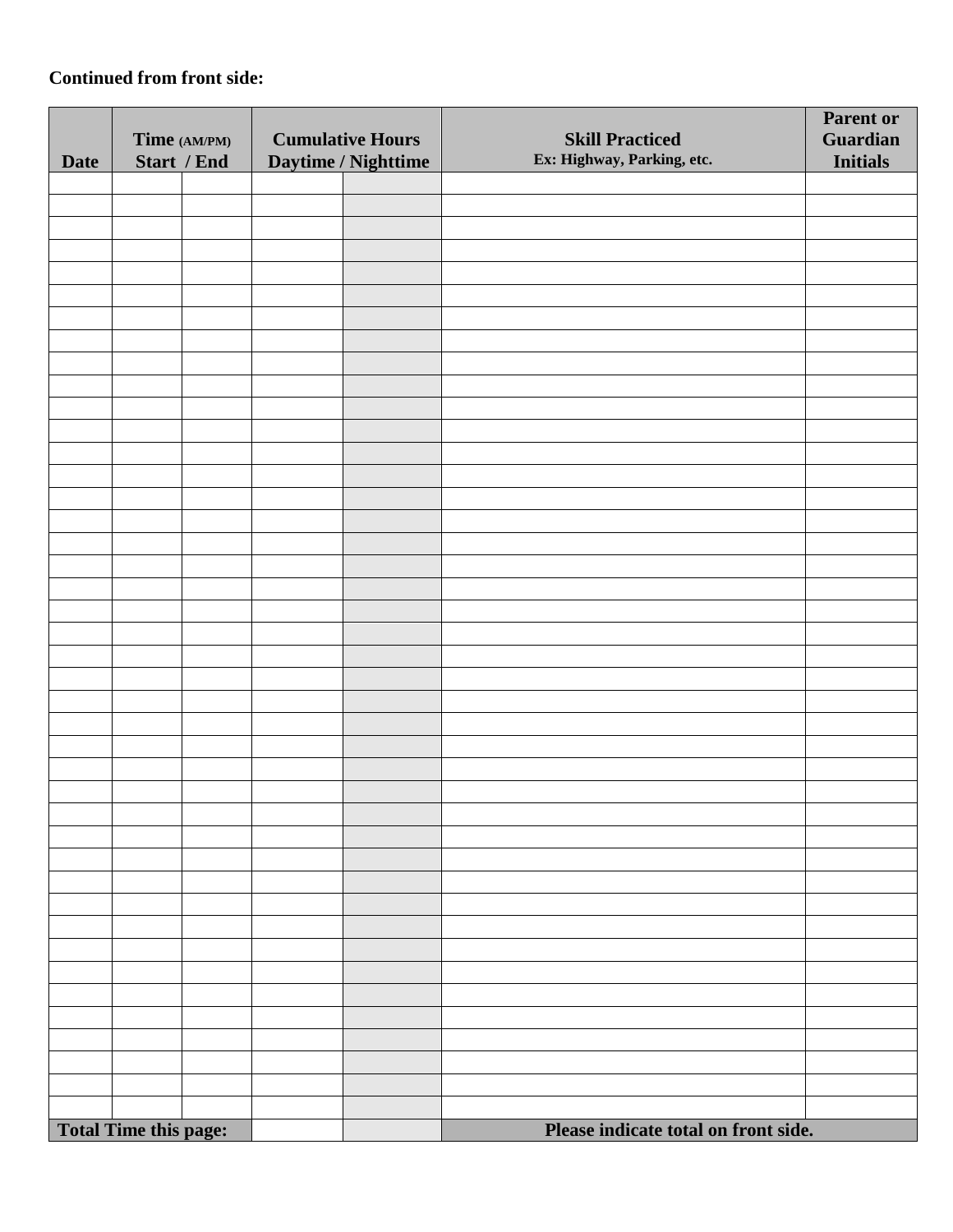**Continued from front side:**

| Date | Time (AM/PM) | | Cumulative Hours | | Skill Practiced<br>Ex: Highway, Parking, etc. | Parent or Guardian Initials |
|---|---|---|---|---|---|---|
| | Start | / End | Daytime | / Nighttime | | |
| | | | | | | |
| | | | | | | |
| | | | | | | |
| | | | | | | |
| | | | | | | |
| | | | | | | |
| | | | | | | |
| | | | | | | |
| | | | | | | |
| | | | | | | |
| | | | | | | |
| | | | | | | |
| | | | | | | |
| | | | | | | |
| | | | | | | |
| | | | | | | |
| | | | | | | |
| | | | | | | |
| | | | | | | |
| | | | | | | |
| | | | | | | |
| | | | | | | |
| | | | | | | |
| | | | | | | |
| | | | | | | |
| | | | | | | |
| | | | | | | |
| | | | | | | |
| | | | | | | |
| | | | | | | |
| | | | | | | |
| | | | | | | |
| | | | | | | |
| | | | | | | |
| | | | | | | |
| | | | | | | |
| | | | | | | |
| | | | | | | |
| | | | | | | |
| | | | | | | |
| | | | | | | |
| | | | | | | |
| **Total Time this page:** | | | | | **Please indicate total on front side.** | |